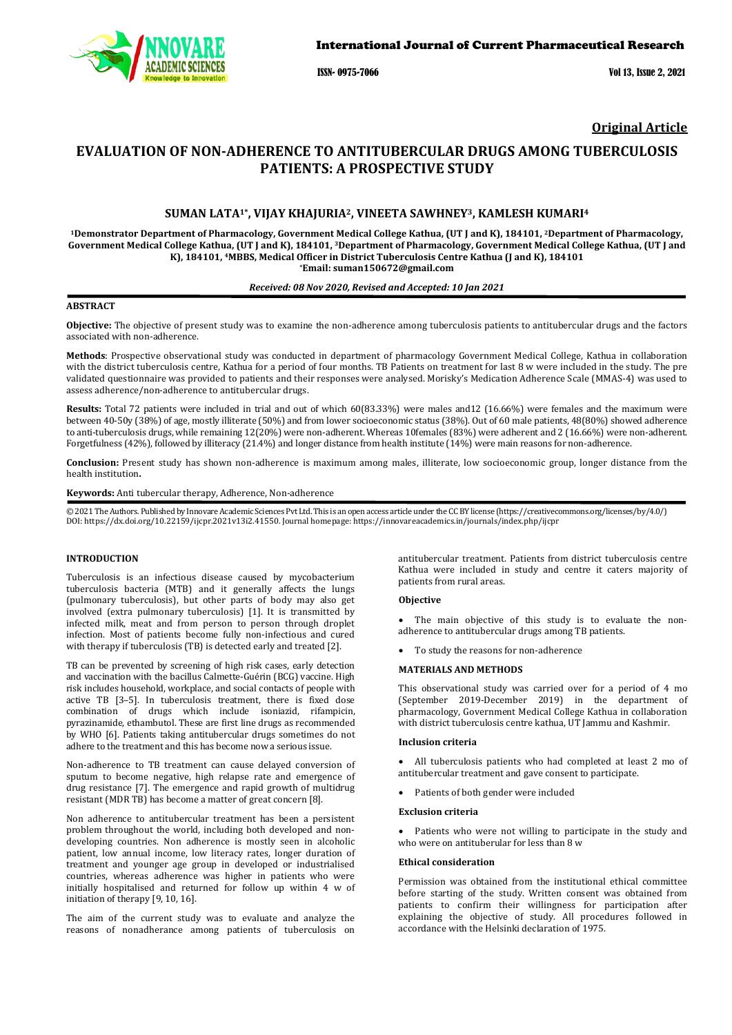**Original Article**

# EVALUATION OF NON-ADHERENCE TO ANTITUBERCULAR DRUGS AMONG TUBERCULOSIS PATIENTS: A PROSPECTIVE STUDY

**SUMAN LATA[1*], VIJAY KHAJURIA[2], VINEETA SAWHNEY[3], KAMLESH KUMARI[4]**

[1]Demonstrator Department of Pharmacology, Government Medical College Kathua, (UT J and K), 184101, [2]Department of Pharmacology, Government Medical College Kathua, (UT J and K), 184101, [3]Department of Pharmacology, Government Medical College Kathua, (UT J and K), 184101, [4]MBBS, Medical Officer in District Tuberculosis Centre Kathua (J and K), 184101
[*]Email: suman150672@gmail.com

*Received: 08 Nov 2020, Revised and Accepted: 10 Jan 2021*

## ABSTRACT

**Objective:** The objective of present study was to examine the non-adherence among tuberculosis patients to antitubercular drugs and the factors associated with non-adherence.

**Methods**: Prospective observational study was conducted in department of pharmacology Government Medical College, Kathua in collaboration with the district tuberculosis centre, Kathua for a period of four months. TB Patients on treatment for last 8 w were included in the study. The pre validated questionnaire was provided to patients and their responses were analysed. Morisky's Medication Adherence Scale (MMAS-4) was used to assess adherence/non-adherence to antitubercular drugs.

**Results:** Total 72 patients were included in trial and out of which 60(83.33%) were males and12 (16.66%) were females and the maximum were between 40-50y (38%) of age, mostly illiterate (50%) and from lower socioeconomic status (38%). Out of 60 male patients, 48(80%) showed adherence to anti-tuberculosis drugs, while remaining 12(20%) were non-adherent. Whereas 10females (83%) were adherent and 2 (16.66%) were non-adherent. Forgetfulness (42%), followed by illiteracy (21.4%) and longer distance from health institute (14%) were main reasons for non-adherence.

**Conclusion:** Present study has shown non-adherence is maximum among males, illiterate, low socioeconomic group, longer distance from the health institution**.**

**Keywords:** Anti tubercular therapy, Adherence, Non-adherence

© 2021 The Authors. Published by Innovare Academic Sciences Pvt Ltd. This is an open access article under the CC BY license (https://creativecommons.org/licenses/by/4.0/)
DOI: https://dx.doi.org/10.22159/ijcpr.2021v13i2.41550. Journal homepage: https://innovareacademics.in/journals/index.php/ijcpr

## INTRODUCTION

Tuberculosis is an infectious disease caused by mycobacterium tuberculosis bacteria (MTB) and it generally affects the lungs (pulmonary tuberculosis), but other parts of body may also get involved (extra pulmonary tuberculosis) [1]. It is transmitted by infected milk, meat and from person to person through droplet infection. Most of patients become fully non-infectious and cured with therapy if tuberculosis (TB) is detected early and treated [2].

TB can be prevented by screening of high risk cases, early detection and vaccination with the bacillus Calmette-Guérin (BCG) vaccine. High risk includes household, workplace, and social contacts of people with active TB [3–5]. In tuberculosis treatment, there is fixed dose combination of drugs which include isoniazid, rifampicin, pyrazinamide, ethambutol. These are first line drugs as recommended by WHO [6]. Patients taking antitubercular drugs sometimes do not adhere to the treatment and this has become now a serious issue.

Non-adherence to TB treatment can cause delayed conversion of sputum to become negative, high relapse rate and emergence of drug resistance [7]. The emergence and rapid growth of multidrug resistant (MDR TB) has become a matter of great concern [8].

Non adherence to antitubercular treatment has been a persistent problem throughout the world, including both developed and non-developing countries. Non adherence is mostly seen in alcoholic patient, low annual income, low literacy rates, longer duration of treatment and younger age group in developed or industrialised countries, whereas adherence was higher in patients who were initially hospitalised and returned for follow up within 4 w of initiation of therapy [9, 10, 16].

The aim of the current study was to evaluate and analyze the reasons of nonadherance among patients of tuberculosis on antitubercular treatment. Patients from district tuberculosis centre Kathua were included in study and centre it caters majority of patients from rural areas.

### Objective

- The main objective of this study is to evaluate the non-adherence to antitubercular drugs among TB patients.
- To study the reasons for non-adherence

## MATERIALS AND METHODS

This observational study was carried over for a period of 4 mo (September 2019-December 2019) in the department of pharmacology, Government Medical College Kathua in collaboration with district tuberculosis centre kathua, UT Jammu and Kashmir.

### Inclusion criteria

- All tuberculosis patients who had completed at least 2 mo of antitubercular treatment and gave consent to participate.
- Patients of both gender were included

### Exclusion criteria

- Patients who were not willing to participate in the study and who were on antituberular for less than 8 w

### Ethical consideration

Permission was obtained from the institutional ethical committee before starting of the study. Written consent was obtained from patients to confirm their willingness for participation after explaining the objective of study. All procedures followed in accordance with the Helsinki declaration of 1975.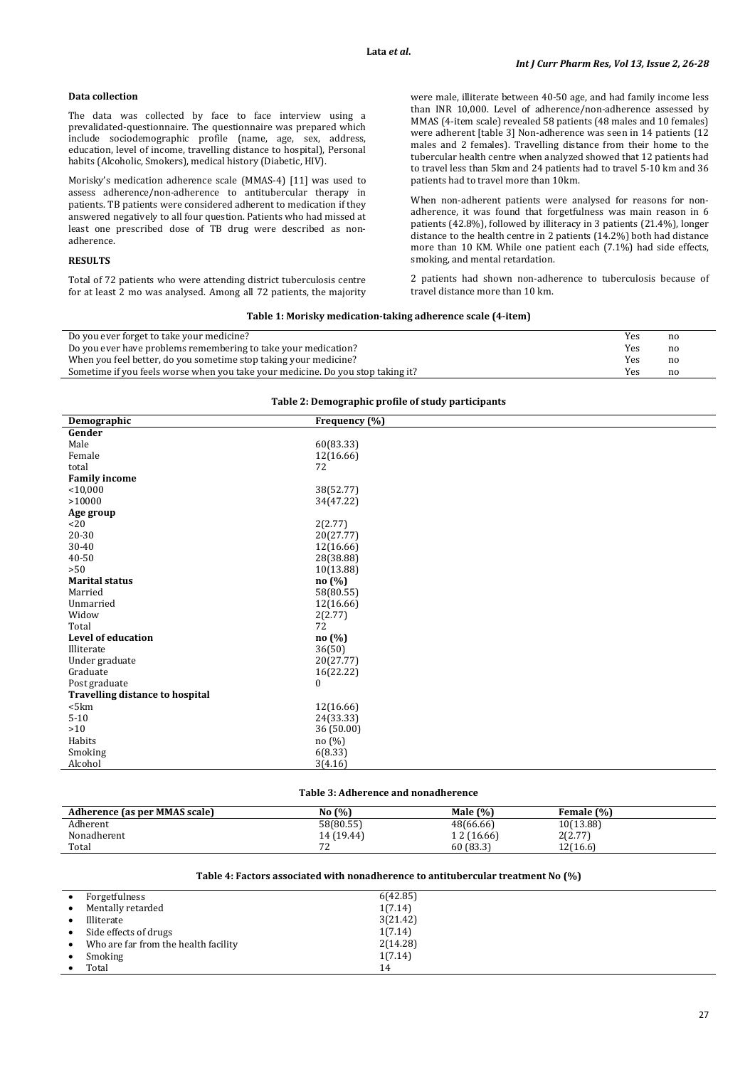### Data collection

The data was collected by face to face interview using a prevalidated-questionnaire. The questionnaire was prepared which include sociodemographic profile (name, age, sex, address, education, level of income, travelling distance to hospital), Personal habits (Alcoholic, Smokers), medical history (Diabetic, HIV).

Morisky's medication adherence scale (MMAS-4) [11] was used to assess adherence/non-adherence to antitubercular therapy in patients. TB patients were considered adherent to medication if they answered negatively to all four question. Patients who had missed at least one prescribed dose of TB drug were described as non-adherence.

## RESULTS

Total of 72 patients who were attending district tuberculosis centre for at least 2 mo was analysed. Among all 72 patients, the majority were male, illiterate between 40-50 age, and had family income less than INR 10,000. Level of adherence/non-adherence assessed by MMAS (4-item scale) revealed 58 patients (48 males and 10 females) were adherent [table 3] Non-adherence was seen in 14 patients (12 males and 2 females). Travelling distance from their home to the tubercular health centre when analyzed showed that 12 patients had to travel less than 5km and 24 patients had to travel 5-10 km and 36 patients had to travel more than 10km.

When non-adherent patients were analysed for reasons for non-adherence, it was found that forgetfulness was main reason in 6 patients (42.8%), followed by illiteracy in 3 patients (21.4%), longer distance to the health centre in 2 patients (14.2%) both had distance more than 10 KM. While one patient each (7.1%) had side effects, smoking, and mental retardation.

2 patients had shown non-adherence to tuberculosis because of travel distance more than 10 km.

**Table 1: Morisky medication-taking adherence scale (4-item)**

| | | |
|---|---|---|
| Do you ever forget to take your medicine? | Yes | no |
| Do you ever have problems remembering to take your medication? | Yes | no |
| When you feel better, do you sometime stop taking your medicine? | Yes | no |
| Sometime if you feels worse when you take your medicine. Do you stop taking it? | Yes | no |

**Table 2: Demographic profile of study participants**

| Demographic | Frequency (%) |
|---|---|
| **Gender** | |
| Male | 60(83.33) |
| Female | 12(16.66) |
| total | 72 |
| **Family income** | |
| <10,000 | 38(52.77) |
| >10000 | 34(47.22) |
| **Age group** | |
| <20 | 2(2.77) |
| 20-30 | 20(27.77) |
| 30-40 | 12(16.66) |
| 40-50 | 28(38.88) |
| >50 | 10(13.88) |
| **Marital status** | **no (%)** |
| Married | 58(80.55) |
| Unmarried | 12(16.66) |
| Widow | 2(2.77) |
| Total | 72 |
| **Level of education** | **no (%)** |
| Illiterate | 36(50) |
| Under graduate | 20(27.77) |
| Graduate | 16(22.22) |
| Post graduate | 0 |
| **Travelling distance to hospital** | |
| <5km | 12(16.66) |
| 5-10 | 24(33.33) |
| >10 | 36 (50.00) |
| Habits | no (%) |
| Smoking | 6(8.33) |
| Alcohol | 3(4.16) |

**Table 3: Adherence and nonadherence**

| Adherence (as per MMAS scale) | No (%) | Male (%) | Female (%) |
|---|---|---|---|
| Adherent | 58(80.55) | 48(66.66) | 10(13.88) |
| Nonadherent | 14 (19.44) | 1 2 (16.66) | 2(2.77) |
| Total | 72 | 60 (83.3) | 12(16.6) |

**Table 4: Factors associated with nonadherence to antitubercular treatment No (%)**

| | |
|---|---|
| • Forgetfulness | 6(42.85) |
| • Mentally retarded | 1(7.14) |
| • Illiterate | 3(21.42) |
| • Side effects of drugs | 1(7.14) |
| • Who are far from the health facility | 2(14.28) |
| • Smoking | 1(7.14) |
| • Total | 14 |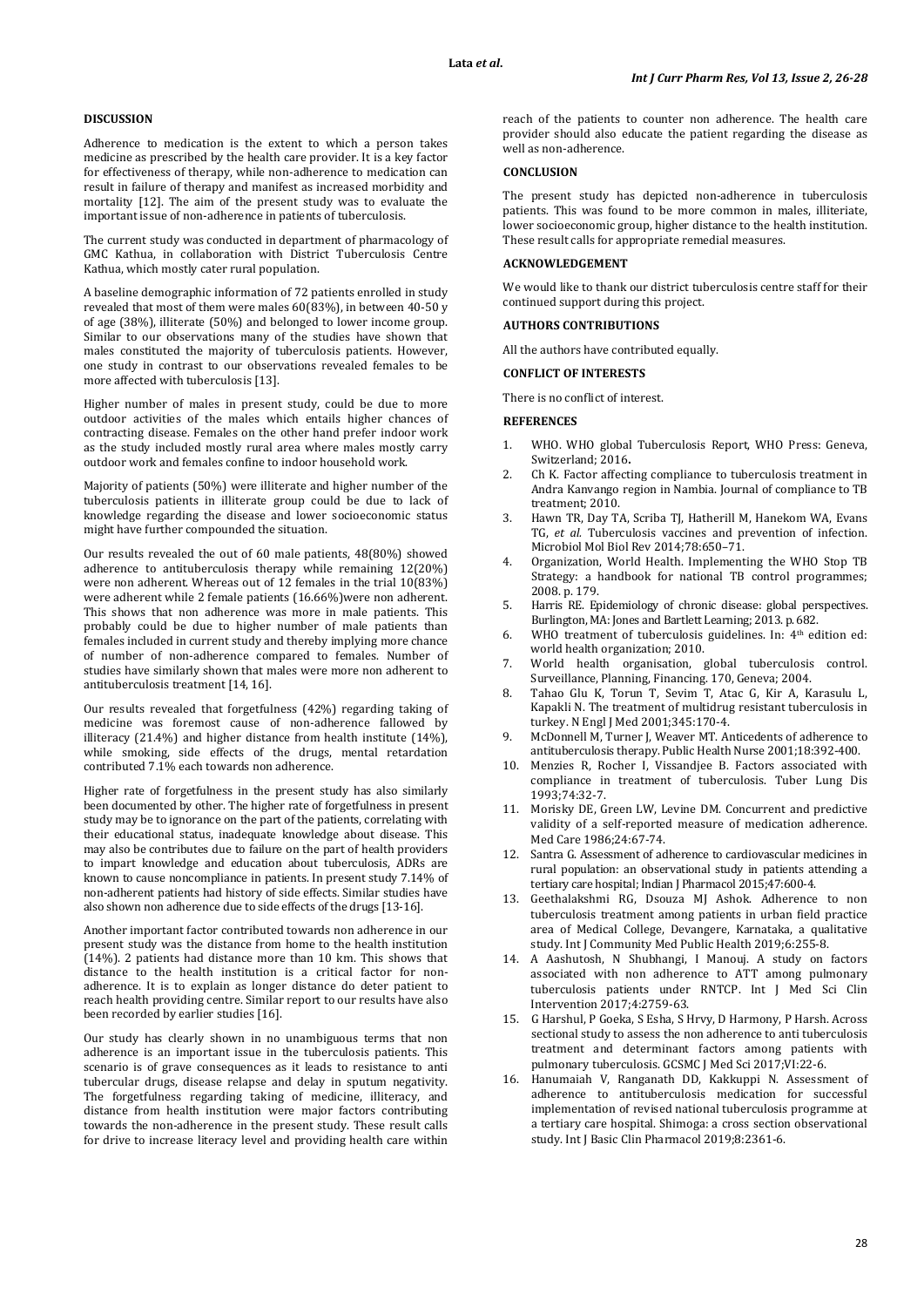## DISCUSSION

Adherence to medication is the extent to which a person takes medicine as prescribed by the health care provider. It is a key factor for effectiveness of therapy, while non-adherence to medication can result in failure of therapy and manifest as increased morbidity and mortality [12]. The aim of the present study was to evaluate the important issue of non-adherence in patients of tuberculosis.

The current study was conducted in department of pharmacology of GMC Kathua, in collaboration with District Tuberculosis Centre Kathua, which mostly cater rural population.

A baseline demographic information of 72 patients enrolled in study revealed that most of them were males 60(83%), in between 40-50 y of age (38%), illiterate (50%) and belonged to lower income group. Similar to our observations many of the studies have shown that males constituted the majority of tuberculosis patients. However, one study in contrast to our observations revealed females to be more affected with tuberculosis [13].

Higher number of males in present study, could be due to more outdoor activities of the males which entails higher chances of contracting disease. Females on the other hand prefer indoor work as the study included mostly rural area where males mostly carry outdoor work and females confine to indoor household work.

Majority of patients (50%) were illiterate and higher number of the tuberculosis patients in illiterate group could be due to lack of knowledge regarding the disease and lower socioeconomic status might have further compounded the situation.

Our results revealed the out of 60 male patients, 48(80%) showed adherence to antituberculosis therapy while remaining 12(20%) were non adherent. Whereas out of 12 females in the trial 10(83%) were adherent while 2 female patients (16.66%)were non adherent. This shows that non adherence was more in male patients. This probably could be due to higher number of male patients than females included in current study and thereby implying more chance of number of non-adherence compared to females. Number of studies have similarly shown that males were more non adherent to antituberculosis treatment [14, 16].

Our results revealed that forgetfulness (42%) regarding taking of medicine was foremost cause of non-adherence fallowed by illiteracy (21.4%) and higher distance from health institute (14%), while smoking, side effects of the drugs, mental retardation contributed 7.1% each towards non adherence.

Higher rate of forgetfulness in the present study has also similarly been documented by other. The higher rate of forgetfulness in present study may be to ignorance on the part of the patients, correlating with their educational status, inadequate knowledge about disease. This may also be contributes due to failure on the part of health providers to impart knowledge and education about tuberculosis, ADRs are known to cause noncompliance in patients. In present study 7.14% of non-adherent patients had history of side effects. Similar studies have also shown non adherence due to side effects of the drugs [13-16].

Another important factor contributed towards non adherence in our present study was the distance from home to the health institution (14%). 2 patients had distance more than 10 km. This shows that distance to the health institution is a critical factor for non-adherence. It is to explain as longer distance do deter patient to reach health providing centre. Similar report to our results have also been recorded by earlier studies [16].

Our study has clearly shown in no unambiguous terms that non adherence is an important issue in the tuberculosis patients. This scenario is of grave consequences as it leads to resistance to anti tubercular drugs, disease relapse and delay in sputum negativity. The forgetfulness regarding taking of medicine, illiteracy, and distance from health institution were major factors contributing towards the non-adherence in the present study. These results calls for drive to increase literacy level and providing health care within reach of the patients to counter non adherence. The health care provider should also educate the patient regarding the disease as well as non-adherence.

## CONCLUSION

The present study has depicted non-adherence in tuberculosis patients. This was found to be more common in males, illiteriate, lower socioeconomic group, higher distance to the health institution. These result calls for appropriate remedial measures.

## ACKNOWLEDGEMENT

We would like to thank our district tuberculosis centre staff for their continued support during this project.

## AUTHORS CONTRIBUTIONS

All the authors have contributed equally.

## CONFLICT OF INTERESTS

There is no conflict of interest.

## REFERENCES

1. WHO. WHO global Tuberculosis Report, WHO Press: Geneva, Switzerland; 2016.
2. Ch K. Factor affecting compliance to tuberculosis treatment in Andra Kanvango region in Nambia. Journal of compliance to TB treatment; 2010.
3. Hawn TR, Day TA, Scriba TJ, Hatherill M, Hanekom WA, Evans TG, *et al.* Tuberculosis vaccines and prevention of infection. Microbiol Mol Biol Rev 2014;78:650–71.
4. Organization, World Health. Implementing the WHO Stop TB Strategy: a handbook for national TB control programmes; 2008. p. 179.
5. Harris RE. Epidemiology of chronic disease: global perspectives. Burlington, MA: Jones and Bartlett Learning; 2013. p. 682.
6. WHO treatment of tuberculosis guidelines. In: 4th edition ed: world health organization; 2010.
7. World health organisation, global tuberculosis control. Surveillance, Planning, Financing. 170, Geneva; 2004.
8. Tahao Glu K, Torun T, Sevim T, Atac G, Kir A, Karasulu L, Kapakli N. The treatment of multidrug resistant tuberculosis in turkey. N Engl J Med 2001;345:170-4.
9. McDonnell M, Turner J, Weaver MT. Anticedents of adherence to antituberculosis therapy. Public Health Nurse 2001;18:392-400.
10. Menzies R, Rocher I, Vissandjee B. Factors associated with compliance in treatment of tuberculosis. Tuber Lung Dis 1993;74:32-7.
11. Morisky DE, Green LW, Levine DM. Concurrent and predictive validity of a self-reported measure of medication adherence. Med Care 1986;24:67-74.
12. Santra G. Assessment of adherence to cardiovascular medicines in rural population: an observational study in patients attending a tertiary care hospital; Indian J Pharmacol 2015;47:600-4.
13. Geethalakshmi RG, Dsouza MJ Ashok. Adherence to non tuberculosis treatment among patients in urban field practice area of Medical College, Devangere, Karnataka, a qualitative study. Int J Community Med Public Health 2019;6:255-8.
14. A Aashutosh, N Shubhangi, I Manouj. A study on factors associated with non adherence to ATT among pulmonary tuberculosis patients under RNTCP. Int J Med Sci Clin Intervention 2017;4:2759-63.
15. G Harshul, P Goeka, S Esha, S Hrvy, D Harmony, P Harsh. Across sectional study to assess the non adherence to anti tuberculosis treatment and determinant factors among patients with pulmonary tuberculosis. GCSMC J Med Sci 2017;VI:22-6.
16. Hanumaiah V, Ranganath DD, Kakkuppi N. Assessment of adherence to antituberculosis medication for successful implementation of revised national tuberculosis programme at a tertiary care hospital. Shimoga: a cross section observational study. Int J Basic Clin Pharmacol 2019;8:2361-6.